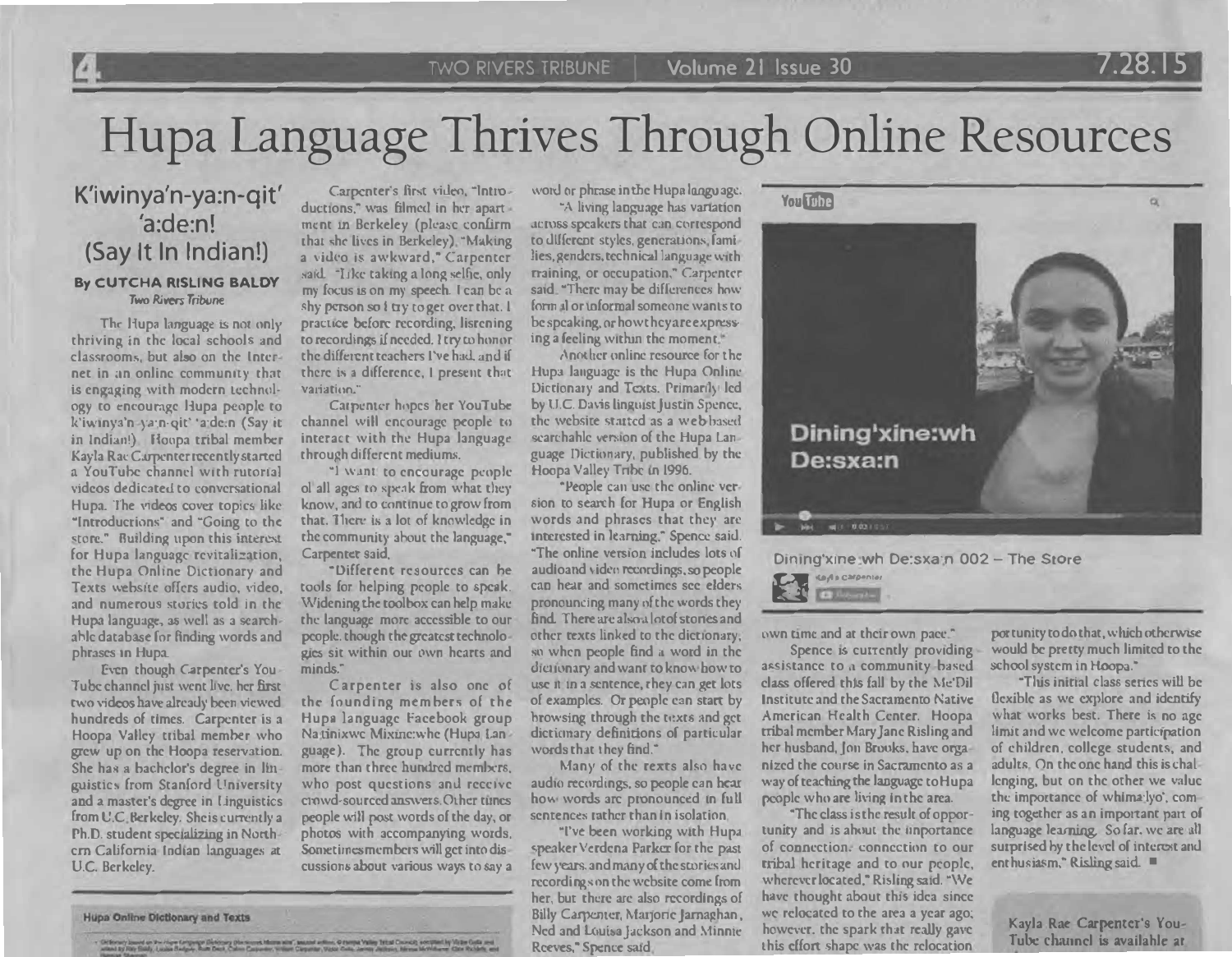# Hupa Language Thrives Through Online Resources

## K'iwinya'n-ya:n-qit' 'a:de:n! (Say It In Indian!)

**By CUTCHA RISLING BALDY**
*Two Rivers Tribune*

The Hupa language is not only thriving in the local schools and classrooms, but also on the Internet in an online community that is engaging with modern technology to encourage Hupa people to k'iwinya'n-ya:n-qit' 'a:de:n (Say it in Indian!). Hoopa tribal member Kayla Rae Carpenter recently started a YouTube channel with tutorial videos dedicated to conversational Hupa. The videos cover topics like "Introductions" and "Going to the store." Building upon this interest for Hupa language revitalization, the Hupa Online Dictionary and Texts website offers audio, video, and numerous stories told in the Hupa language, as well as a searchable database for finding words and phrases in Hupa.

Even though Carpenter's YouTube channel just went live, her first two videos have already been viewed hundreds of times. Carpenter is a Hoopa Valley tribal member who grew up on the Hoopa reservation. She has a bachelor's degree in linguistics from Stanford University and a master's degree in Linguistics from U.C. Berkeley. She is currently a Ph.D. student specializing in Northern California Indian languages at U.C. Berkeley.

Carpenter's first video, "Introductions," was filmed in her apartment in Berkeley (please confirm that she lives in Berkeley). "Making a video is awkward," Carpenter said. "Like taking a long selfie, only my focus is on my speech. I can be a shy person so I try to get over that. I practice before recording, listening to recordings if needed. I try to honor the different teachers I've had, and if there is a difference, I present that variation."

Carpenter hopes her YouTube channel will encourage people to interact with the Hupa language through different mediums.

"I want to encourage people of all ages to speak from what they know, and to continue to grow from that. There is a lot of knowledge in the community about the language," Carpenter said.

"Different resources can be tools for helping people to speak. Widening the toolbox can help make the language more accessible to our people, though the greatest technologies sit within our own hearts and minds."

Carpenter is also one of the founding members of the Hupa language Facebook group Na:tinixwe Mixine:whe (Hupa Language). The group currently has more than three hundred members, who post questions and receive crowd-sourced answers. Other times people will post words of the day, or photos with accompanying words. Sometimes members will get into discussions about various ways to say a word or phrase in the Hupa language.

"A living language has variation across speakers that can correspond to different styles, generations, families, genders, technical language with training, or occupation," Carpenter said. "There may be differences how formal or informal someone wants to be speaking, or how they are expressing a feeling within the moment."

Another online resource for the Hupa language is the Hupa Online Dictionary and Texts. Primarily led by U.C. Davis linguist Justin Spence, the website started as a web-based searchable version of the Hupa Language Dictionary, published by the Hoopa Valley Tribe in 1996.

"People can use the online version to search for Hupa or English words and phrases that they are interested in learning," Spence said. "The online version includes lots of audio and video recordings, so people can hear and sometimes see elders pronouncing many of the words they find. There are also a lot of stories and other texts linked to the dictionary, so when people find a word in the dictionary and want to know how to use it in a sentence, they can get lots of examples. Or people can start by browsing through the texts and get dictionary definitions of particular words that they find."

Many of the texts also have audio recordings, so people can hear how words are pronounced in full sentences rather than in isolation.

"I've been working with Hupa speaker Verdena Parker for the past few years, and many of the stories and recordings on the website come from her, but there are also recordings of Billy Carpenter, Marjorie Jarnaghan, Ned and Louisa Jackson and Minnie Reeves," Spence said.

Dining'xine:wh De:sxa:n

Dining'xine:wh De:sxa:n 002 – The Store

Kayla Carpenter

own time and at their own pace."

Spence is currently providing assistance to a community-based class offered this fall by the Me'Dil Institute and the Sacramento Native American Health Center. Hoopa tribal member Mary Jane Risling and her husband, Jon Brooks, have organized the course in Sacramento as a way of teaching the language to Hupa people who are living in the area.

"The class is the result of opportunity and is about the importance of connection: connection to our tribal heritage and to our people, wherever located," Risling said. "We have thought about this idea since we relocated to the area a year ago; however, the spark that really gave this effort shape was the relocation opportunity to do that, which otherwise would be pretty much limited to the school system in Hoopa."

"This initial class series will be flexible as we explore and identify what works best. There is no age limit and we welcome participation of children, college students, and adults. On the one hand this is challenging, but on the other we value the importance of whima:lyo', coming together as an important part of language learning. So far, we are all surprised by the level of interest and enthusiasm," Risling said. ■

**Hupa Online Dictionary and Texts**

Kayla Rae Carpenter's YouTube channel is available at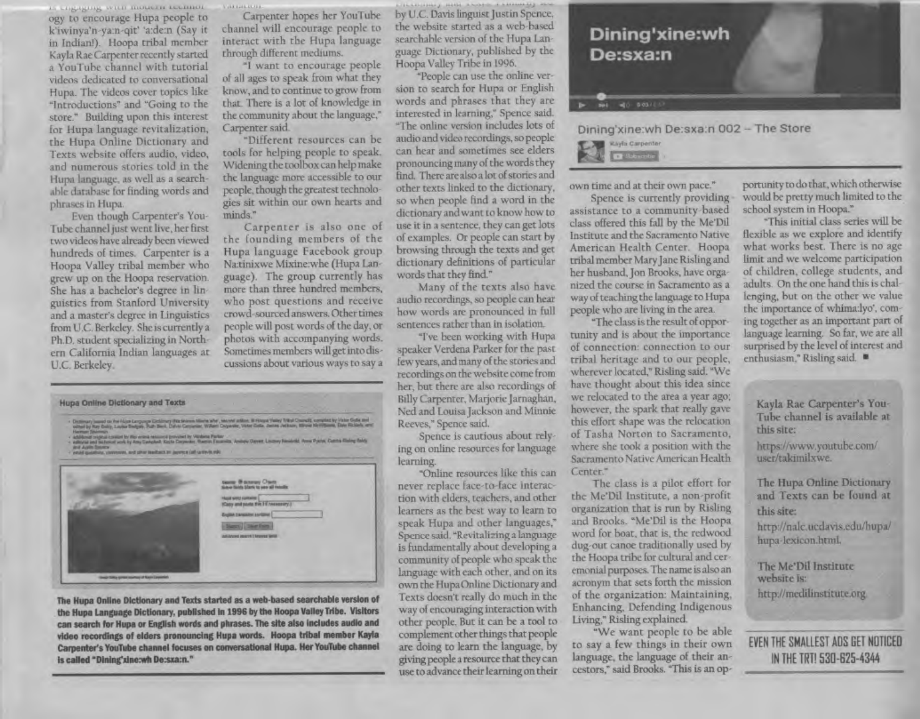ogy to encourage Hupa people to k'iwinya'n-ya:n-qit' 'a:de:n (Say it in Indian!). Hoopa tribal member Kayla Rae Carpenter recently started a YouTube channel with tutorial videos dedicated to conversational Hupa. The videos cover topics like "Introductions" and "Going to the store." Building upon this interest for Hupa language revitalization, the Hupa Online Dictionary and Texts website offers audio, video, and numerous stories told in the Hupa language, as well as a searchable database for finding words and phrases in Hupa.

Even though Carpenter's YouTube channel just went live, her first two videos have already been viewed hundreds of times. Carpenter is a Hoopa Valley tribal member who grew up on the Hoopa reservation. She has a bachelor's degree in linguistics from Stanford University and a master's degree in Linguistics from U.C. Berkeley. She is currently a Ph.D. student specializing in Northern California Indian languages at U.C. Berkeley.

Carpenter hopes her YouTube channel will encourage people to interact with the Hupa language through different mediums.

"I want to encourage people of all ages to speak from what they know, and to continue to grow from that. There is a lot of knowledge in the community about the language," Carpenter said.

"Different resources can be tools for helping people to speak. Widening the toolbox can help make the language more accessible to our people, though the greatest technologies sit within our own hearts and minds."

Carpenter is also one of the founding members of the Hupa language Facebook group Na:tinixwe Mixine:whe (Hupa Language). The group currently has more than three hundred members, who post questions and receive crowd-sourced answers. Other times people will post words of the day, or photos with accompanying words. Sometimes members will get into discussions about various ways to say a

by U.C. Davis linguist Justin Spence, the website started as a web-based searchable version of the Hupa Language Dictionary, published by the Hoopa Valley Tribe in 1996.

"People can use the online version to search for Hupa or English words and phrases that they are interested in learning," Spence said. "The online version includes lots of audio and video recordings, so people can hear and sometimes see elders pronouncing many of the words they find. There are also a lot of stories and other texts linked to the dictionary, so when people find a word in the dictionary and want to know how to use it in a sentence, they can get lots of examples. Or people can start by browsing through the texts and get dictionary definitions of particular words that they find."

Many of the texts also have audio recordings, so people can hear how words are pronounced in full sentences rather than in isolation.

"I've been working with Hupa speaker Verdena Parker for the past few years, and many of the stories and recordings on the website come from her, but there are also recordings of Billy Carpenter, Marjorie Jarnaghan, Ned and Louisa Jackson and Minnie Reeves," Spence said.

Spence is cautious about relying on online resources for language learning.

"Online resources like this can never replace face-to-face interaction with elders, teachers, and other learners as the best way to learn to speak Hupa and other languages," Spence said. "Revitalizing a language is fundamentally about developing a community of people who speak the language with each other, and on its own the Hupa Online Dictionary and Texts doesn't really do much in the way of encouraging interaction with other people. But it can be a tool to complement other things that people are doing to learn the language, by giving people a resource that they can use to advance their learning on their own time and at their own pace."

Spence is currently providing assistance to a community-based class offered this fall by the Me'Dil Institute and the Sacramento Native American Health Center. Hoopa tribal member Mary Jane Risling and her husband, Jon Brooks, have organized the course in Sacramento as a way of teaching the language to Hupa people who are living in the area.

"The class is the result of opportunity and is about the importance of connection: connection to our tribal heritage and to our people, wherever located," Risling said. "We have thought about this idea since we relocated to the area a year ago; however, the spark that really gave this effort shape was the relocation of Tasha Norton to Sacramento, where she took a position with the Sacramento Native American Health Center."

The class is a pilot effort for the Me'Dil Institute, a non-profit organization that is run by Risling and Brooks. "Me'Dil is the Hoopa word for boat, that is, the redwood dug-out canoe traditionally used by the Hoopa tribe for cultural and ceremonial purposes. The name is also an acronym that sets forth the mission of the organization: Maintaining, Enhancing, Defending Indigenous Living," Risling explained.

"We want people to be able to say a few things in their own language, the language of their ancestors," said Brooks. "This is an opportunity to do that, which otherwise would be pretty much limited to the school system in Hoopa."

"This initial class series will be flexible as we explore and identify what works best. There is no age limit and we welcome participation of children, college students, and adults. On the one hand this is challenging, but on the other we value the importance of whima:lyo', coming together as an important part of language learning. So far, we are all surprised by the level of interest and enthusiasm," Risling said. ■

**The Hupa Online Dictionary and Texts started as a web-based searchable version of the Hupa Language Dictionary, published in 1996 by the Hoopa Valley Tribe. Visitors can search for Hupa or English words and phrases. The site also includes audio and video recordings of elders pronouncing Hupa words. Hoopa tribal member Kayla Carpenter's YouTube channel focuses on conversational Hupa. Her YouTube channel is called "Dining'xine:wh De:sxa:n."**

Dining'xine:wh De:sxa:n 002 – The Store

Kayla Rae Carpenter's YouTube channel is available at this site:
https://www.youtube.com/user/takimilxwe.

The Hupa Online Dictionary and Texts can be found at this site:
http://nalc.ucdavis.edu/hupa/hupa-lexicon.html.

The Me'Dil Institute website is:
http://medilinstitute.org.

EVEN THE SMALLEST ADS GET NOTICED IN THE TRT! 530-625-4344